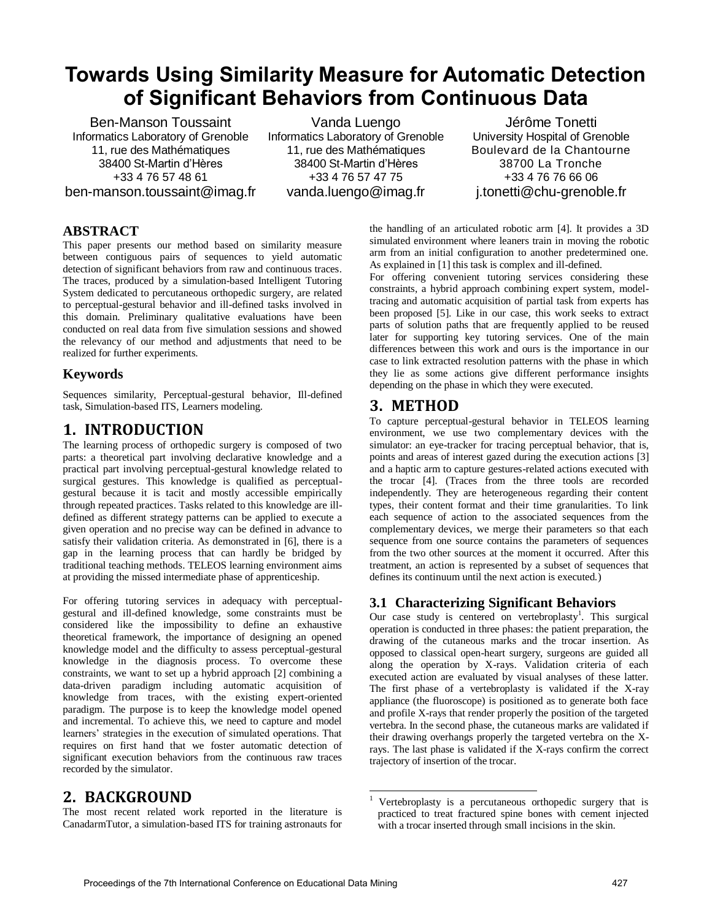# Towards Using Similarity Measure for Automatic Detection of Significant Behaviors from Continuous Data

Ben-Manson Toussaint
Informatics Laboratory of Grenoble
11, rue des Mathématiques
38400 St-Martin d'Hères
+33 4 76 57 48 61
ben-manson.toussaint@imag.fr

Vanda Luengo
Informatics Laboratory of Grenoble
11, rue des Mathématiques
38400 St-Martin d'Hères
+33 4 76 57 47 75
vanda.luengo@imag.fr

Jérôme Tonetti
University Hospital of Grenoble
Boulevard de la Chantourne
38700 La Tronche
+33 4 76 76 66 06
j.tonetti@chu-grenoble.fr

## ABSTRACT

This paper presents our method based on similarity measure between contiguous pairs of sequences to yield automatic detection of significant behaviors from raw and continuous traces. The traces, produced by a simulation-based Intelligent Tutoring System dedicated to percutaneous orthopedic surgery, are related to perceptual-gestural behavior and ill-defined tasks involved in this domain. Preliminary qualitative evaluations have been conducted on real data from five simulation sessions and showed the relevancy of our method and adjustments that need to be realized for further experiments.

### Keywords

Sequences similarity, Perceptual-gestural behavior, Ill-defined task, Simulation-based ITS, Learners modeling.

## 1. INTRODUCTION

The learning process of orthopedic surgery is composed of two parts: a theoretical part involving declarative knowledge and a practical part involving perceptual-gestural knowledge related to surgical gestures. This knowledge is qualified as perceptual-gestural because it is tacit and mostly accessible empirically through repeated practices. Tasks related to this knowledge are ill-defined as different strategy patterns can be applied to execute a given operation and no precise way can be defined in advance to satisfy their validation criteria. As demonstrated in [6], there is a gap in the learning process that can hardly be bridged by traditional teaching methods. TELEOS learning environment aims at providing the missed intermediate phase of apprenticeship.

For offering tutoring services in adequacy with perceptual-gestural and ill-defined knowledge, some constraints must be considered like the impossibility to define an exhaustive theoretical framework, the importance of designing an opened knowledge model and the difficulty to assess perceptual-gestural knowledge in the diagnosis process. To overcome these constraints, we want to set up a hybrid approach [2] combining a data-driven paradigm including automatic acquisition of knowledge from traces, with the existing expert-oriented paradigm. The purpose is to keep the knowledge model opened and incremental. To achieve this, we need to capture and model learners' strategies in the execution of simulated operations. That requires on first hand that we foster automatic detection of significant execution behaviors from the continuous raw traces recorded by the simulator.

## 2. BACKGROUND

The most recent related work reported in the literature is CanadarmTutor, a simulation-based ITS for training astronauts for the handling of an articulated robotic arm [4]. It provides a 3D simulated environment where leaners train in moving the robotic arm from an initial configuration to another predetermined one. As explained in [1] this task is complex and ill-defined.

For offering convenient tutoring services considering these constraints, a hybrid approach combining expert system, model-tracing and automatic acquisition of partial task from experts has been proposed [5]. Like in our case, this work seeks to extract parts of solution paths that are frequently applied to be reused later for supporting key tutoring services. One of the main differences between this work and ours is the importance in our case to link extracted resolution patterns with the phase in which they lie as some actions give different performance insights depending on the phase in which they were executed.

## 3. METHOD

To capture perceptual-gestural behavior in TELEOS learning environment, we use two complementary devices with the simulator: an eye-tracker for tracing perceptual behavior, that is, points and areas of interest gazed during the execution actions [3] and a haptic arm to capture gestures-related actions executed with the trocar [4]. (Traces from the three tools are recorded independently. They are heterogeneous regarding their content types, their content format and their time granularities. To link each sequence of action to the associated sequences from the complementary devices, we merge their parameters so that each sequence from one source contains the parameters of sequences from the two other sources at the moment it occurred. After this treatment, an action is represented by a subset of sequences that defines its continuum until the next action is executed.)

### 3.1 Characterizing Significant Behaviors

Our case study is centered on vertebroplasty[1]. This surgical operation is conducted in three phases: the patient preparation, the drawing of the cutaneous marks and the trocar insertion. As opposed to classical open-heart surgery, surgeons are guided all along the operation by X-rays. Validation criteria of each executed action are evaluated by visual analyses of these latter. The first phase of a vertebroplasty is validated if the X-ray appliance (the fluoroscope) is positioned as to generate both face and profile X-rays that render properly the position of the targeted vertebra. In the second phase, the cutaneous marks are validated if their drawing overhangs properly the targeted vertebra on the X-rays. The last phase is validated if the X-rays confirm the correct trajectory of insertion of the trocar.

[1] Vertebroplasty is a percutaneous orthopedic surgery that is practiced to treat fractured spine bones with cement injected with a trocar inserted through small incisions in the skin.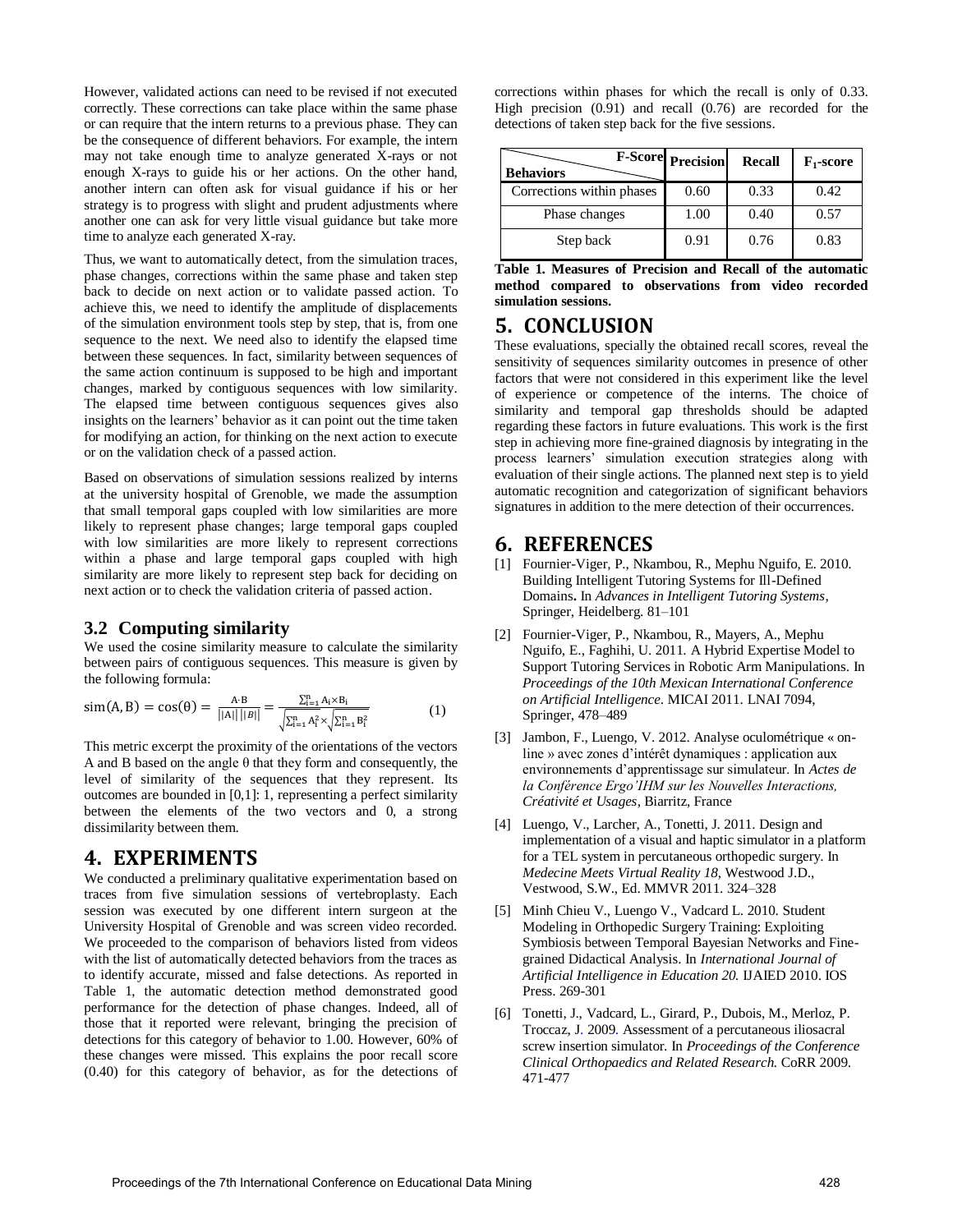However, validated actions can need to be revised if not executed correctly. These corrections can take place within the same phase or can require that the intern returns to a previous phase. They can be the consequence of different behaviors. For example, the intern may not take enough time to analyze generated X-rays or not enough X-rays to guide his or her actions. On the other hand, another intern can often ask for visual guidance if his or her strategy is to progress with slight and prudent adjustments where another one can ask for very little visual guidance but take more time to analyze each generated X-ray.

Thus, we want to automatically detect, from the simulation traces, phase changes, corrections within the same phase and taken step back to decide on next action or to validate passed action. To achieve this, we need to identify the amplitude of displacements of the simulation environment tools step by step, that is, from one sequence to the next. We need also to identify the elapsed time between these sequences. In fact, similarity between sequences of the same action continuum is supposed to be high and important changes, marked by contiguous sequences with low similarity. The elapsed time between contiguous sequences gives also insights on the learners' behavior as it can point out the time taken for modifying an action, for thinking on the next action to execute or on the validation check of a passed action.

Based on observations of simulation sessions realized by interns at the university hospital of Grenoble, we made the assumption that small temporal gaps coupled with low similarities are more likely to represent phase changes; large temporal gaps coupled with low similarities are more likely to represent corrections within a phase and large temporal gaps coupled with high similarity are more likely to represent step back for deciding on next action or to check the validation criteria of passed action.

### 3.2 Computing similarity

We used the cosine similarity measure to calculate the similarity between pairs of contiguous sequences. This measure is given by the following formula:

$$\mathrm{sim}(A, B) = \cos(\theta) = \frac{A \cdot B}{||A|| \, ||B||} = \frac{\sum_{i=1}^{n} A_i \times B_i}{\sqrt{\sum_{i=1}^{n} A_i^2} \times \sqrt{\sum_{i=1}^{n} B_i^2}} \qquad (1)$$

This metric excerpt the proximity of the orientations of the vectors A and B based on the angle θ that they form and consequently, the level of similarity of the sequences that they represent. Its outcomes are bounded in [0,1]: 1, representing a perfect similarity between the elements of the two vectors and 0, a strong dissimilarity between them.

## 4. EXPERIMENTS

We conducted a preliminary qualitative experimentation based on traces from five simulation sessions of vertebroplasty. Each session was executed by one different intern surgeon at the University Hospital of Grenoble and was screen video recorded. We proceeded to the comparison of behaviors listed from videos with the list of automatically detected behaviors from the traces as to identify accurate, missed and false detections. As reported in Table 1, the automatic detection method demonstrated good performance for the detection of phase changes. Indeed, all of those that it reported were relevant, bringing the precision of detections for this category of behavior to 1.00. However, 60% of these changes were missed. This explains the poor recall score (0.40) for this category of behavior, as for the detections of corrections within phases for which the recall is only of 0.33. High precision (0.91) and recall (0.76) are recorded for the detections of taken step back for the five sessions.

| F-Score / Behaviors | Precision | Recall | $F_1$-score |
|---|---|---|---|
| Corrections within phases | 0.60 | 0.33 | 0.42 |
| Phase changes | 1.00 | 0.40 | 0.57 |
| Step back | 0.91 | 0.76 | 0.83 |

**Table 1. Measures of Precision and Recall of the automatic method compared to observations from video recorded simulation sessions.**

## 5. CONCLUSION

These evaluations, specially the obtained recall scores, reveal the sensitivity of sequences similarity outcomes in presence of other factors that were not considered in this experiment like the level of experience or competence of the interns. The choice of similarity and temporal gap thresholds should be adapted regarding these factors in future evaluations. This work is the first step in achieving more fine-grained diagnosis by integrating in the process learners' simulation execution strategies along with evaluation of their single actions. The planned next step is to yield automatic recognition and categorization of significant behaviors signatures in addition to the mere detection of their occurrences.

## 6. REFERENCES

[1] Fournier-Viger, P., Nkambou, R., Mephu Nguifo, E. 2010. Building Intelligent Tutoring Systems for Ill-Defined Domains**.** In *Advances in Intelligent Tutoring Systems*, Springer, Heidelberg. 81–101

[2] Fournier-Viger, P., Nkambou, R., Mayers, A., Mephu Nguifo, E., Faghihi, U. 2011. A Hybrid Expertise Model to Support Tutoring Services in Robotic Arm Manipulations. In *Proceedings of the 10th Mexican International Conference on Artificial Intelligence*. MICAI 2011. LNAI 7094, Springer, 478–489

[3] Jambon, F., Luengo, V. 2012. Analyse oculométrique « on-line » avec zones d'intérêt dynamiques : application aux environnements d'apprentissage sur simulateur. In *Actes de la Conférence Ergo'IHM sur les Nouvelles Interactions, Créativité et Usages*, Biarritz, France

[4] Luengo, V., Larcher, A., Tonetti, J. 2011. Design and implementation of a visual and haptic simulator in a platform for a TEL system in percutaneous orthopedic surgery. In *Medecine Meets Virtual Reality 18*, Westwood J.D., Vestwood, S.W., Ed. MMVR 2011. 324–328

[5] Minh Chieu V., Luengo V., Vadcard L. 2010. Student Modeling in Orthopedic Surgery Training: Exploiting Symbiosis between Temporal Bayesian Networks and Fine-grained Didactical Analysis. In *International Journal of Artificial Intelligence in Education 20.* IJAIED 2010. IOS Press. 269-301

[6] Tonetti, J., Vadcard, L., Girard, P., Dubois, M., Merloz, P. Troccaz, J. 2009. Assessment of a percutaneous iliosacral screw insertion simulator. In *Proceedings of the Conference Clinical Orthopaedics and Related Research.* CoRR 2009. 471-477